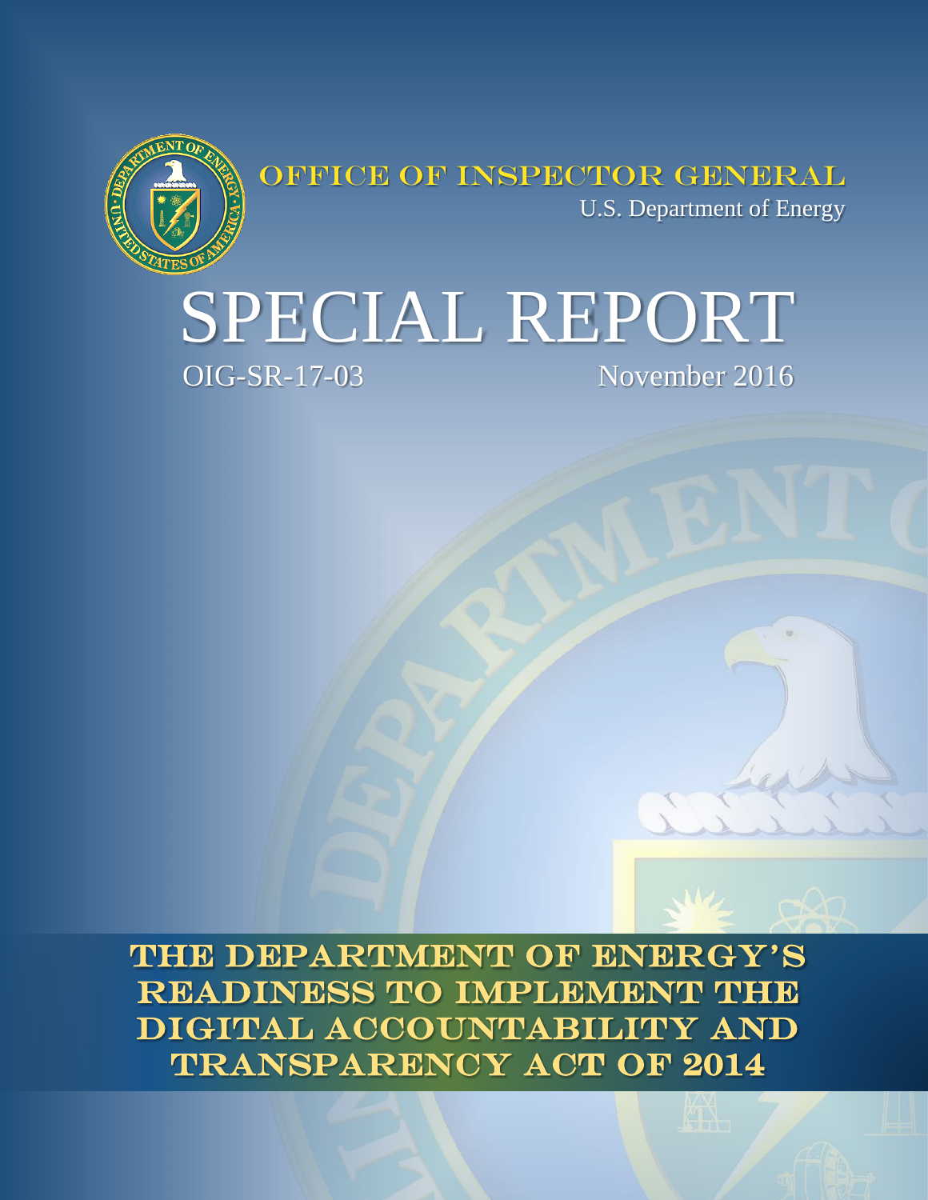OFFICE OF INSPECTOR GENERAL

U.S. Department of Energy

# SPECIAL REPORT

OIG-SR-17-03

November 2016

## THE DEPARTMENT OF ENERGY'S READINESS TO IMPLEMENT THE DIGITAL ACCOUNTABILITY AND TRANSPARENCY ACT OF 2014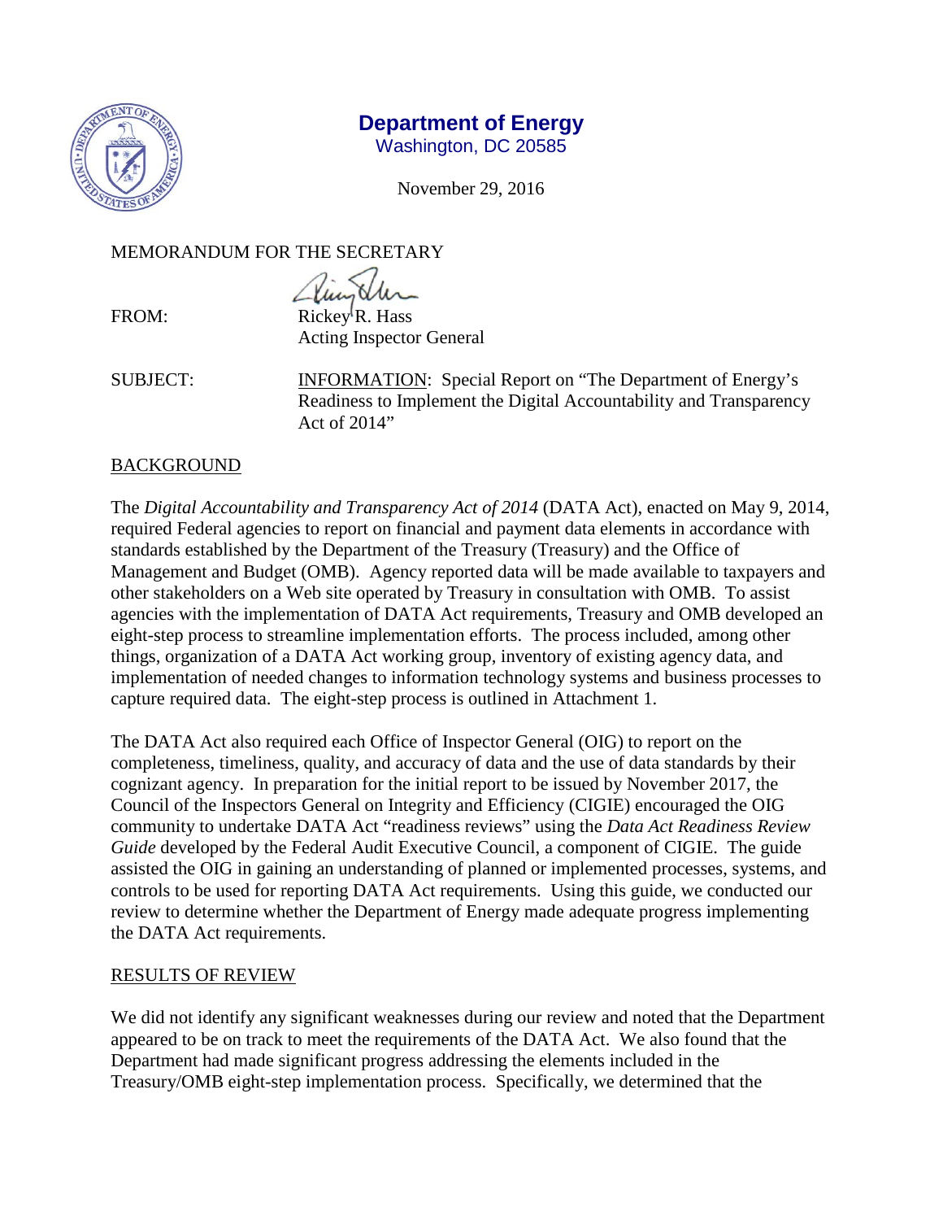# Department of Energy
Washington, DC 20585

November 29, 2016

MEMORANDUM FOR THE SECRETARY

FROM: Rickey R. Hass
Acting Inspector General

SUBJECT: INFORMATION: Special Report on "The Department of Energy's Readiness to Implement the Digital Accountability and Transparency Act of 2014"

## BACKGROUND

The *Digital Accountability and Transparency Act of 2014* (DATA Act), enacted on May 9, 2014, required Federal agencies to report on financial and payment data elements in accordance with standards established by the Department of the Treasury (Treasury) and the Office of Management and Budget (OMB). Agency reported data will be made available to taxpayers and other stakeholders on a Web site operated by Treasury in consultation with OMB. To assist agencies with the implementation of DATA Act requirements, Treasury and OMB developed an eight-step process to streamline implementation efforts. The process included, among other things, organization of a DATA Act working group, inventory of existing agency data, and implementation of needed changes to information technology systems and business processes to capture required data. The eight-step process is outlined in Attachment 1.

The DATA Act also required each Office of Inspector General (OIG) to report on the completeness, timeliness, quality, and accuracy of data and the use of data standards by their cognizant agency. In preparation for the initial report to be issued by November 2017, the Council of the Inspectors General on Integrity and Efficiency (CIGIE) encouraged the OIG community to undertake DATA Act "readiness reviews" using the *Data Act Readiness Review Guide* developed by the Federal Audit Executive Council, a component of CIGIE. The guide assisted the OIG in gaining an understanding of planned or implemented processes, systems, and controls to be used for reporting DATA Act requirements. Using this guide, we conducted our review to determine whether the Department of Energy made adequate progress implementing the DATA Act requirements.

## RESULTS OF REVIEW

We did not identify any significant weaknesses during our review and noted that the Department appeared to be on track to meet the requirements of the DATA Act. We also found that the Department had made significant progress addressing the elements included in the Treasury/OMB eight-step implementation process. Specifically, we determined that the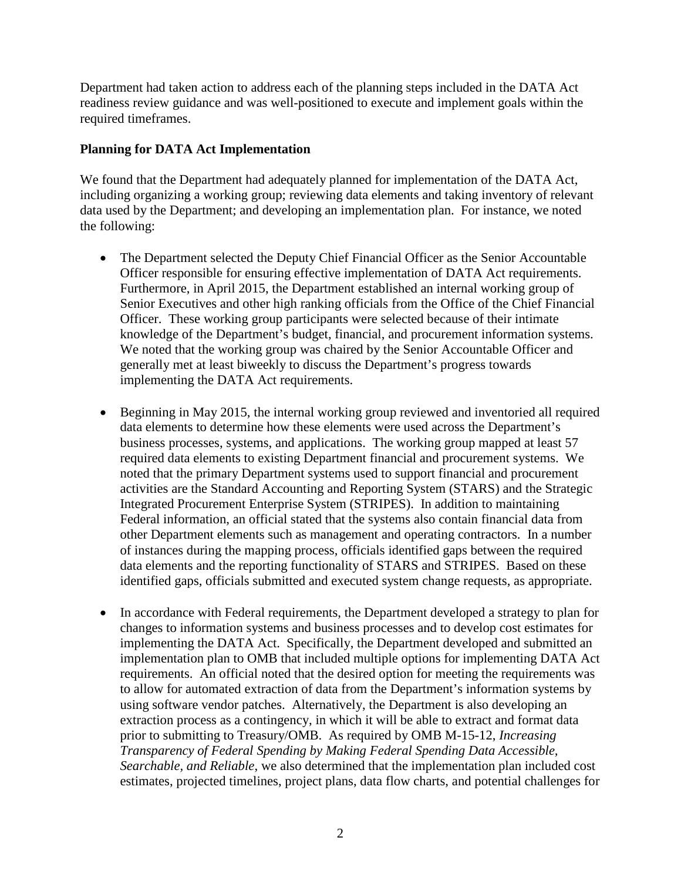Department had taken action to address each of the planning steps included in the DATA Act readiness review guidance and was well-positioned to execute and implement goals within the required timeframes.

**Planning for DATA Act Implementation**

We found that the Department had adequately planned for implementation of the DATA Act, including organizing a working group; reviewing data elements and taking inventory of relevant data used by the Department; and developing an implementation plan. For instance, we noted the following:

- The Department selected the Deputy Chief Financial Officer as the Senior Accountable Officer responsible for ensuring effective implementation of DATA Act requirements. Furthermore, in April 2015, the Department established an internal working group of Senior Executives and other high ranking officials from the Office of the Chief Financial Officer. These working group participants were selected because of their intimate knowledge of the Department's budget, financial, and procurement information systems. We noted that the working group was chaired by the Senior Accountable Officer and generally met at least biweekly to discuss the Department's progress towards implementing the DATA Act requirements.

- Beginning in May 2015, the internal working group reviewed and inventoried all required data elements to determine how these elements were used across the Department's business processes, systems, and applications. The working group mapped at least 57 required data elements to existing Department financial and procurement systems. We noted that the primary Department systems used to support financial and procurement activities are the Standard Accounting and Reporting System (STARS) and the Strategic Integrated Procurement Enterprise System (STRIPES). In addition to maintaining Federal information, an official stated that the systems also contain financial data from other Department elements such as management and operating contractors. In a number of instances during the mapping process, officials identified gaps between the required data elements and the reporting functionality of STARS and STRIPES. Based on these identified gaps, officials submitted and executed system change requests, as appropriate.

- In accordance with Federal requirements, the Department developed a strategy to plan for changes to information systems and business processes and to develop cost estimates for implementing the DATA Act. Specifically, the Department developed and submitted an implementation plan to OMB that included multiple options for implementing DATA Act requirements. An official noted that the desired option for meeting the requirements was to allow for automated extraction of data from the Department's information systems by using software vendor patches. Alternatively, the Department is also developing an extraction process as a contingency, in which it will be able to extract and format data prior to submitting to Treasury/OMB. As required by OMB M-15-12, *Increasing Transparency of Federal Spending by Making Federal Spending Data Accessible, Searchable, and Reliable*, we also determined that the implementation plan included cost estimates, projected timelines, project plans, data flow charts, and potential challenges for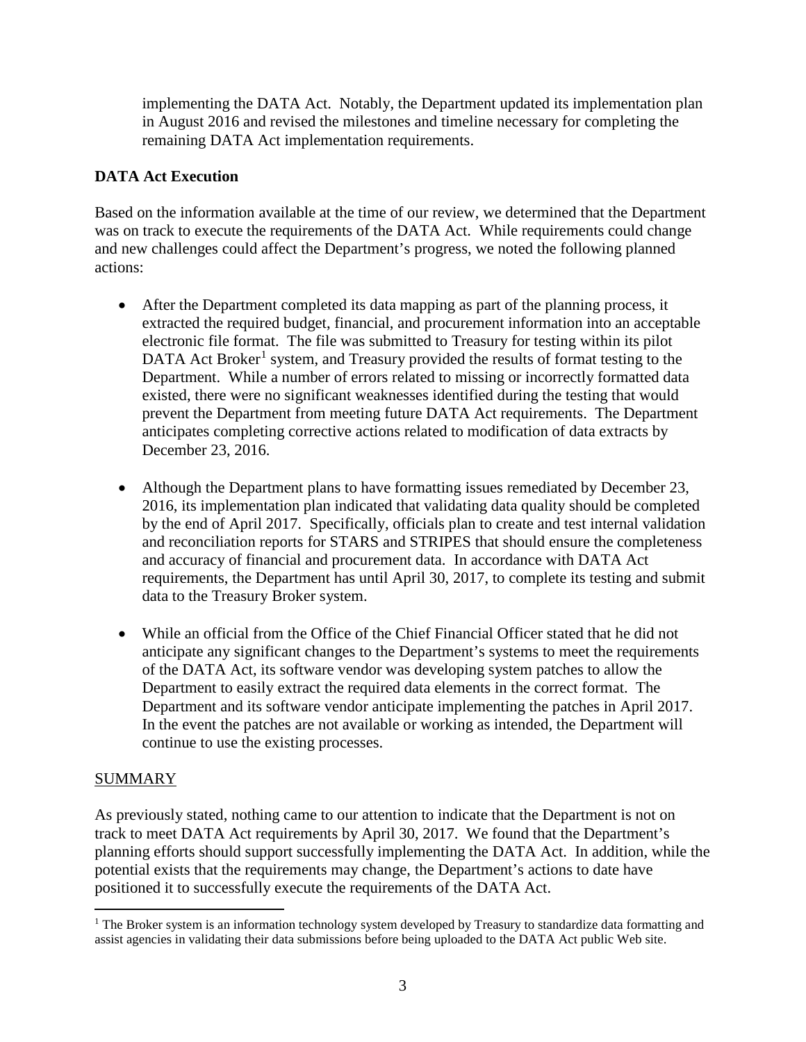implementing the DATA Act. Notably, the Department updated its implementation plan in August 2016 and revised the milestones and timeline necessary for completing the remaining DATA Act implementation requirements.

**DATA Act Execution**

Based on the information available at the time of our review, we determined that the Department was on track to execute the requirements of the DATA Act. While requirements could change and new challenges could affect the Department's progress, we noted the following planned actions:

- After the Department completed its data mapping as part of the planning process, it extracted the required budget, financial, and procurement information into an acceptable electronic file format. The file was submitted to Treasury for testing within its pilot DATA Act Broker[1] system, and Treasury provided the results of format testing to the Department. While a number of errors related to missing or incorrectly formatted data existed, there were no significant weaknesses identified during the testing that would prevent the Department from meeting future DATA Act requirements. The Department anticipates completing corrective actions related to modification of data extracts by December 23, 2016.

- Although the Department plans to have formatting issues remediated by December 23, 2016, its implementation plan indicated that validating data quality should be completed by the end of April 2017. Specifically, officials plan to create and test internal validation and reconciliation reports for STARS and STRIPES that should ensure the completeness and accuracy of financial and procurement data. In accordance with DATA Act requirements, the Department has until April 30, 2017, to complete its testing and submit data to the Treasury Broker system.

- While an official from the Office of the Chief Financial Officer stated that he did not anticipate any significant changes to the Department's systems to meet the requirements of the DATA Act, its software vendor was developing system patches to allow the Department to easily extract the required data elements in the correct format. The Department and its software vendor anticipate implementing the patches in April 2017. In the event the patches are not available or working as intended, the Department will continue to use the existing processes.

## SUMMARY

As previously stated, nothing came to our attention to indicate that the Department is not on track to meet DATA Act requirements by April 30, 2017. We found that the Department's planning efforts should support successfully implementing the DATA Act. In addition, while the potential exists that the requirements may change, the Department's actions to date have positioned it to successfully execute the requirements of the DATA Act.

---

[1] The Broker system is an information technology system developed by Treasury to standardize data formatting and assist agencies in validating their data submissions before being uploaded to the DATA Act public Web site.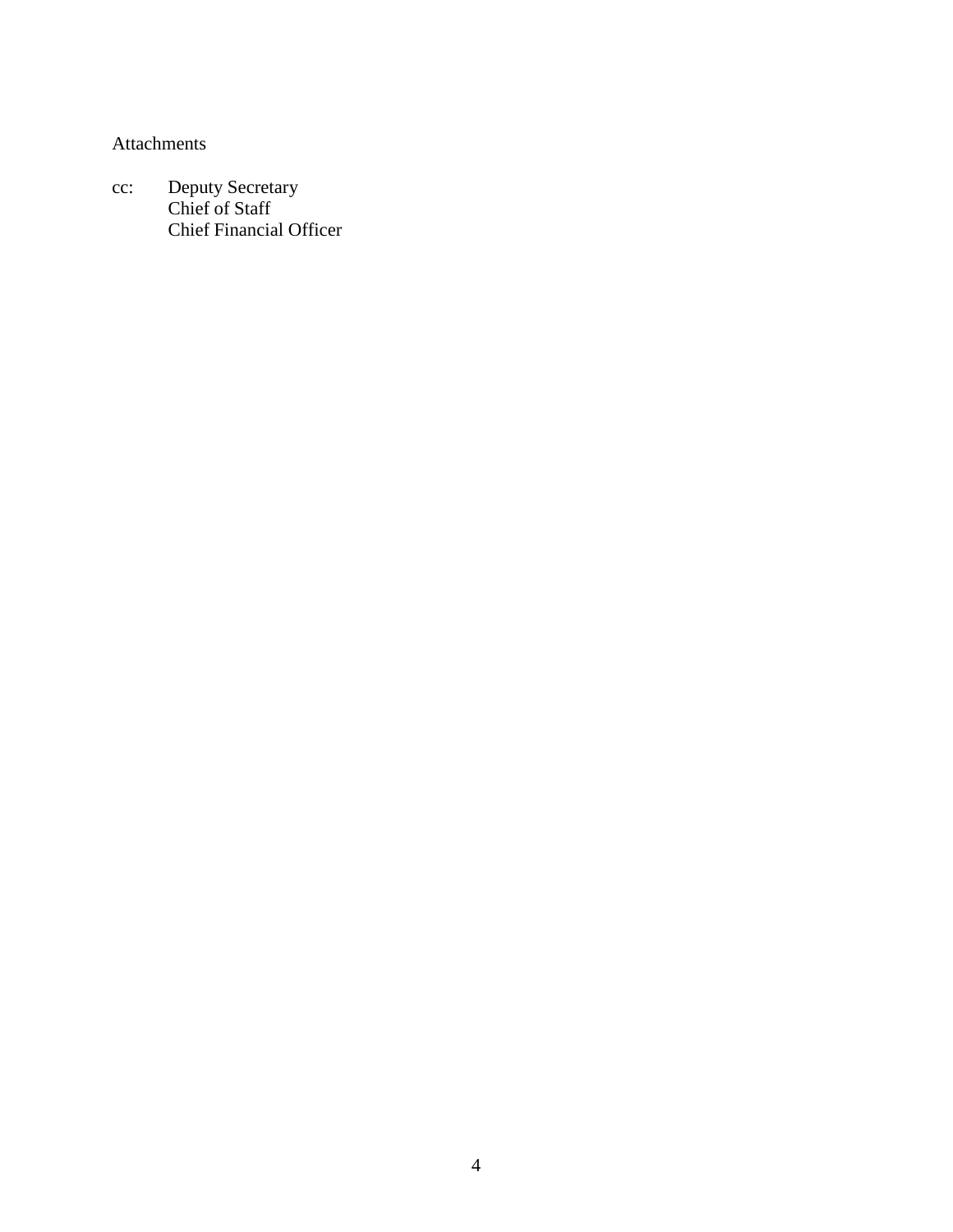Attachments

cc: Deputy Secretary
    Chief of Staff
    Chief Financial Officer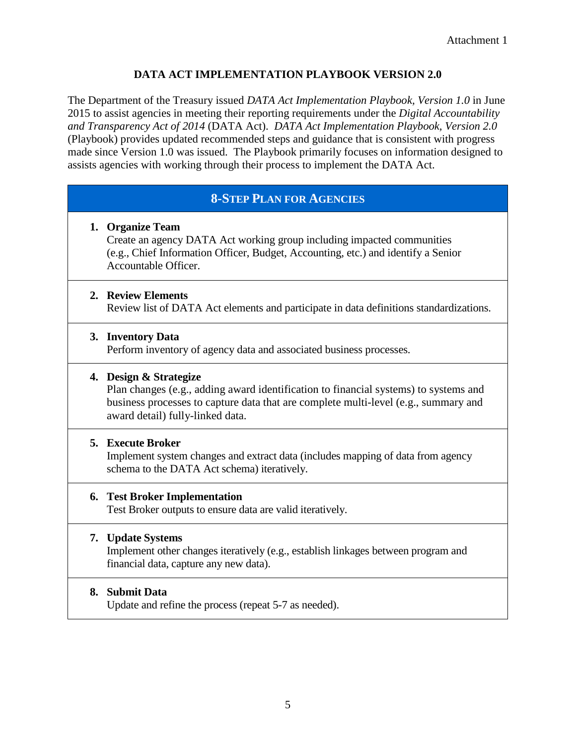Attachment 1

# DATA ACT IMPLEMENTATION PLAYBOOK VERSION 2.0

The Department of the Treasury issued *DATA Act Implementation Playbook, Version 1.0* in June 2015 to assist agencies in meeting their reporting requirements under the *Digital Accountability and Transparency Act of 2014* (DATA Act). *DATA Act Implementation Playbook, Version 2.0* (Playbook) provides updated recommended steps and guidance that is consistent with progress made since Version 1.0 was issued. The Playbook primarily focuses on information designed to assists agencies with working through their process to implement the DATA Act.

| 8-Step Plan for Agencies |
| --- |
| 1. **Organize Team**<br>Create an agency DATA Act working group including impacted communities (e.g., Chief Information Officer, Budget, Accounting, etc.) and identify a Senior Accountable Officer. |
| 2. **Review Elements**<br>Review list of DATA Act elements and participate in data definitions standardizations. |
| 3. **Inventory Data**<br>Perform inventory of agency data and associated business processes. |
| 4. **Design & Strategize**<br>Plan changes (e.g., adding award identification to financial systems) to systems and business processes to capture data that are complete multi-level (e.g., summary and award detail) fully-linked data. |
| 5. **Execute Broker**<br>Implement system changes and extract data (includes mapping of data from agency schema to the DATA Act schema) iteratively. |
| 6. **Test Broker Implementation**<br>Test Broker outputs to ensure data are valid iteratively. |
| 7. **Update Systems**<br>Implement other changes iteratively (e.g., establish linkages between program and financial data, capture any new data). |
| 8. **Submit Data**<br>Update and refine the process (repeat 5-7 as needed). |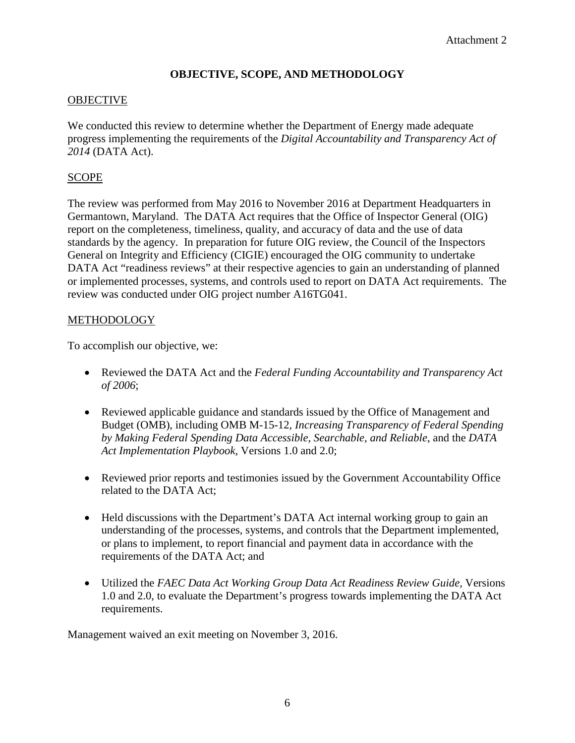Attachment 2

# OBJECTIVE, SCOPE, AND METHODOLOGY

## OBJECTIVE

We conducted this review to determine whether the Department of Energy made adequate progress implementing the requirements of the *Digital Accountability and Transparency Act of 2014* (DATA Act).

## SCOPE

The review was performed from May 2016 to November 2016 at Department Headquarters in Germantown, Maryland. The DATA Act requires that the Office of Inspector General (OIG) report on the completeness, timeliness, quality, and accuracy of data and the use of data standards by the agency. In preparation for future OIG review, the Council of the Inspectors General on Integrity and Efficiency (CIGIE) encouraged the OIG community to undertake DATA Act "readiness reviews" at their respective agencies to gain an understanding of planned or implemented processes, systems, and controls used to report on DATA Act requirements. The review was conducted under OIG project number A16TG041.

## METHODOLOGY

To accomplish our objective, we:

- Reviewed the DATA Act and the *Federal Funding Accountability and Transparency Act of 2006*;
- Reviewed applicable guidance and standards issued by the Office of Management and Budget (OMB), including OMB M-15-12, *Increasing Transparency of Federal Spending by Making Federal Spending Data Accessible, Searchable, and Reliable*, and the *DATA Act Implementation Playbook*, Versions 1.0 and 2.0;
- Reviewed prior reports and testimonies issued by the Government Accountability Office related to the DATA Act;
- Held discussions with the Department's DATA Act internal working group to gain an understanding of the processes, systems, and controls that the Department implemented, or plans to implement, to report financial and payment data in accordance with the requirements of the DATA Act; and
- Utilized the *FAEC Data Act Working Group Data Act Readiness Review Guide,* Versions 1.0 and 2.0, to evaluate the Department's progress towards implementing the DATA Act requirements.

Management waived an exit meeting on November 3, 2016.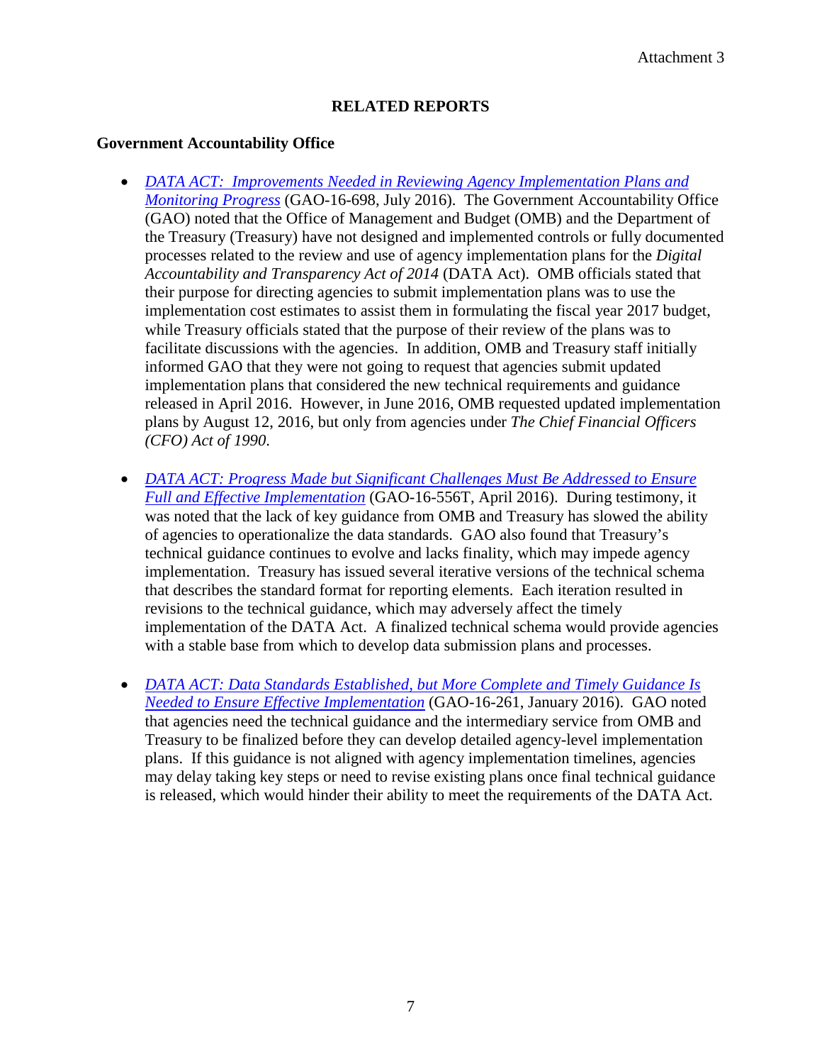Attachment 3

# RELATED REPORTS

## Government Accountability Office

- *DATA ACT: Improvements Needed in Reviewing Agency Implementation Plans and Monitoring Progress* (GAO-16-698, July 2016). The Government Accountability Office (GAO) noted that the Office of Management and Budget (OMB) and the Department of the Treasury (Treasury) have not designed and implemented controls or fully documented processes related to the review and use of agency implementation plans for the *Digital Accountability and Transparency Act of 2014* (DATA Act). OMB officials stated that their purpose for directing agencies to submit implementation plans was to use the implementation cost estimates to assist them in formulating the fiscal year 2017 budget, while Treasury officials stated that the purpose of their review of the plans was to facilitate discussions with the agencies. In addition, OMB and Treasury staff initially informed GAO that they were not going to request that agencies submit updated implementation plans that considered the new technical requirements and guidance released in April 2016. However, in June 2016, OMB requested updated implementation plans by August 12, 2016, but only from agencies under *The Chief Financial Officers (CFO) Act of 1990*.

- *DATA ACT: Progress Made but Significant Challenges Must Be Addressed to Ensure Full and Effective Implementation* (GAO-16-556T, April 2016). During testimony, it was noted that the lack of key guidance from OMB and Treasury has slowed the ability of agencies to operationalize the data standards. GAO also found that Treasury's technical guidance continues to evolve and lacks finality, which may impede agency implementation. Treasury has issued several iterative versions of the technical schema that describes the standard format for reporting elements. Each iteration resulted in revisions to the technical guidance, which may adversely affect the timely implementation of the DATA Act. A finalized technical schema would provide agencies with a stable base from which to develop data submission plans and processes.

- *DATA ACT: Data Standards Established, but More Complete and Timely Guidance Is Needed to Ensure Effective Implementation* (GAO-16-261, January 2016). GAO noted that agencies need the technical guidance and the intermediary service from OMB and Treasury to be finalized before they can develop detailed agency-level implementation plans. If this guidance is not aligned with agency implementation timelines, agencies may delay taking key steps or need to revise existing plans once final technical guidance is released, which would hinder their ability to meet the requirements of the DATA Act.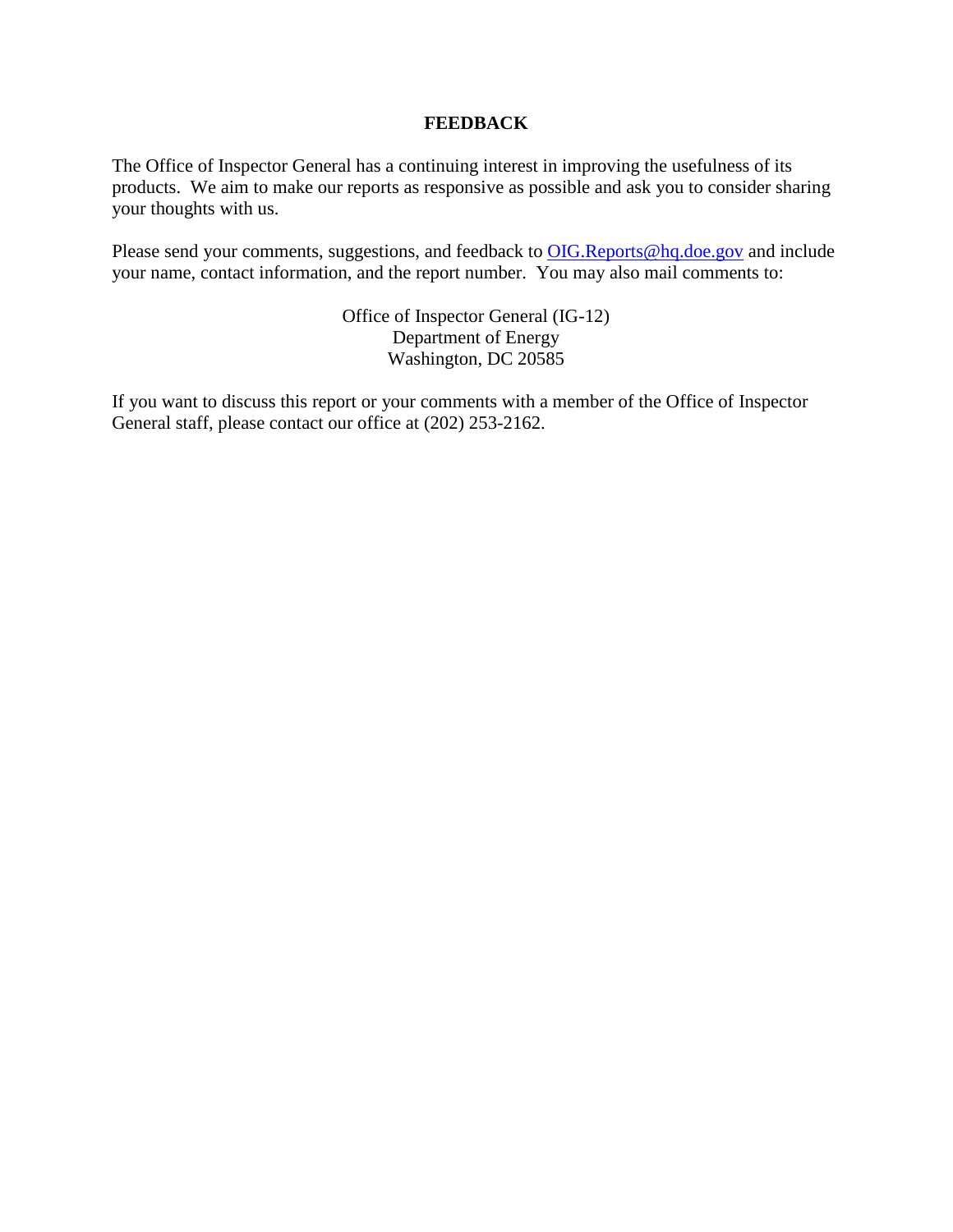# FEEDBACK

The Office of Inspector General has a continuing interest in improving the usefulness of its products. We aim to make our reports as responsive as possible and ask you to consider sharing your thoughts with us.

Please send your comments, suggestions, and feedback to OIG.Reports@hq.doe.gov and include your name, contact information, and the report number. You may also mail comments to:

Office of Inspector General (IG-12)
Department of Energy
Washington, DC 20585

If you want to discuss this report or your comments with a member of the Office of Inspector General staff, please contact our office at (202) 253-2162.